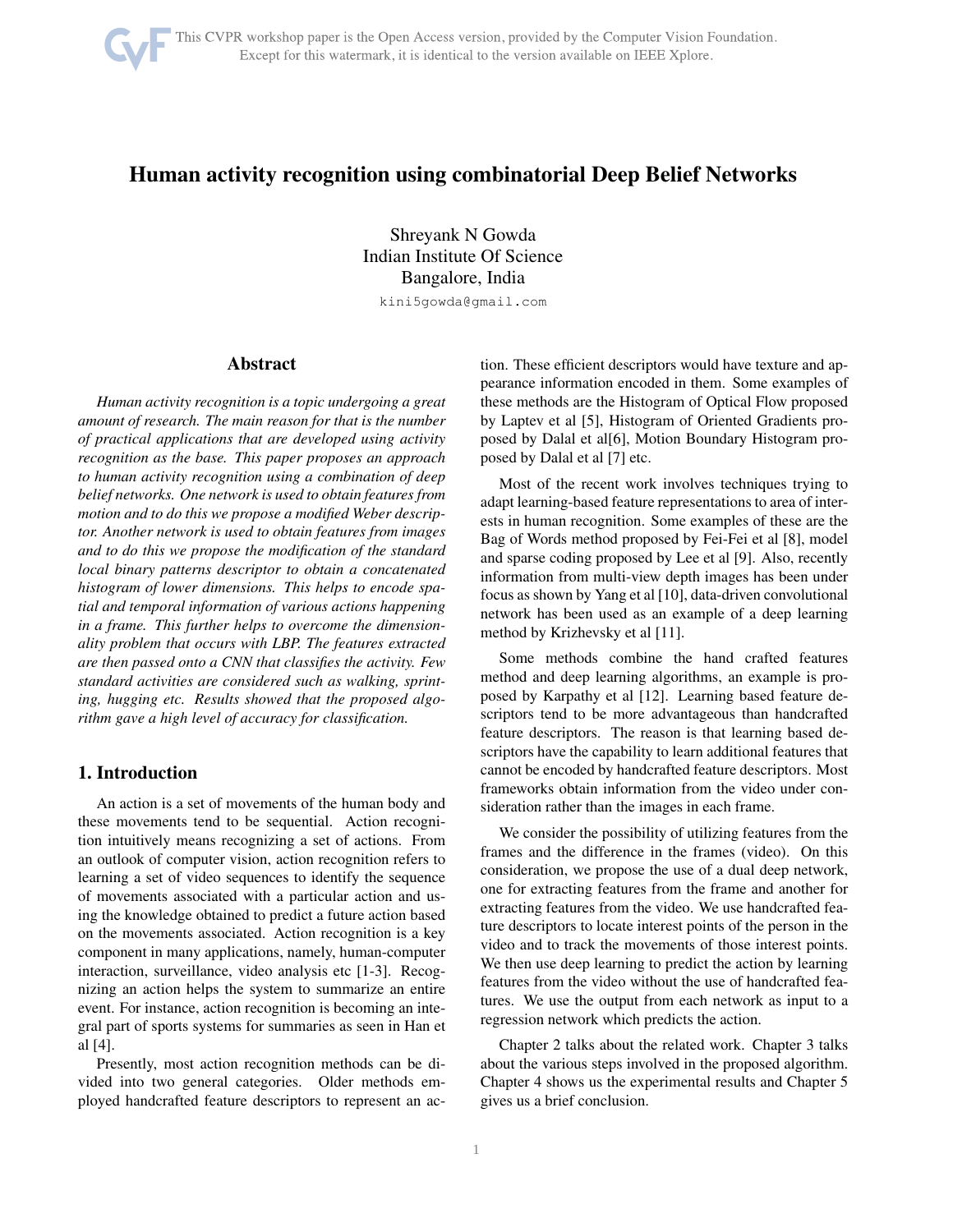# Human activity recognition using combinatorial Deep Belief Networks

Shreyank N Gowda
Indian Institute Of Science
Bangalore, India

kini5gowda@gmail.com

## Abstract

*Human activity recognition is a topic undergoing a great amount of research. The main reason for that is the number of practical applications that are developed using activity recognition as the base. This paper proposes an approach to human activity recognition using a combination of deep belief networks. One network is used to obtain features from motion and to do this we propose a modified Weber descriptor. Another network is used to obtain features from images and to do this we propose the modification of the standard local binary patterns descriptor to obtain a concatenated histogram of lower dimensions. This helps to encode spatial and temporal information of various actions happening in a frame. This further helps to overcome the dimensionality problem that occurs with LBP. The features extracted are then passed onto a CNN that classifies the activity. Few standard activities are considered such as walking, sprinting, hugging etc. Results showed that the proposed algorithm gave a high level of accuracy for classification.*

## 1. Introduction

An action is a set of movements of the human body and these movements tend to be sequential. Action recognition intuitively means recognizing a set of actions. From an outlook of computer vision, action recognition refers to learning a set of video sequences to identify the sequence of movements associated with a particular action and using the knowledge obtained to predict a future action based on the movements associated. Action recognition is a key component in many applications, namely, human-computer interaction, surveillance, video analysis etc [1-3]. Recognizing an action helps the system to summarize an entire event. For instance, action recognition is becoming an integral part of sports systems for summaries as seen in Han et al [4].

Presently, most action recognition methods can be divided into two general categories. Older methods employed handcrafted feature descriptors to represent an action. These efficient descriptors would have texture and appearance information encoded in them. Some examples of these methods are the Histogram of Optical Flow proposed by Laptev et al [5], Histogram of Oriented Gradients proposed by Dalal et al[6], Motion Boundary Histogram proposed by Dalal et al [7] etc.

Most of the recent work involves techniques trying to adapt learning-based feature representations to area of interests in human recognition. Some examples of these are the Bag of Words method proposed by Fei-Fei et al [8], model and sparse coding proposed by Lee et al [9]. Also, recently information from multi-view depth images has been under focus as shown by Yang et al [10], data-driven convolutional network has been used as an example of a deep learning method by Krizhevsky et al [11].

Some methods combine the hand crafted features method and deep learning algorithms, an example is proposed by Karpathy et al [12]. Learning based feature descriptors tend to be more advantageous than handcrafted feature descriptors. The reason is that learning based descriptors have the capability to learn additional features that cannot be encoded by handcrafted feature descriptors. Most frameworks obtain information from the video under consideration rather than the images in each frame.

We consider the possibility of utilizing features from the frames and the difference in the frames (video). On this consideration, we propose the use of a dual deep network, one for extracting features from the frame and another for extracting features from the video. We use handcrafted feature descriptors to locate interest points of the person in the video and to track the movements of those interest points. We then use deep learning to predict the action by learning features from the video without the use of handcrafted features. We use the output from each network as input to a regression network which predicts the action.

Chapter 2 talks about the related work. Chapter 3 talks about the various steps involved in the proposed algorithm. Chapter 4 shows us the experimental results and Chapter 5 gives us a brief conclusion.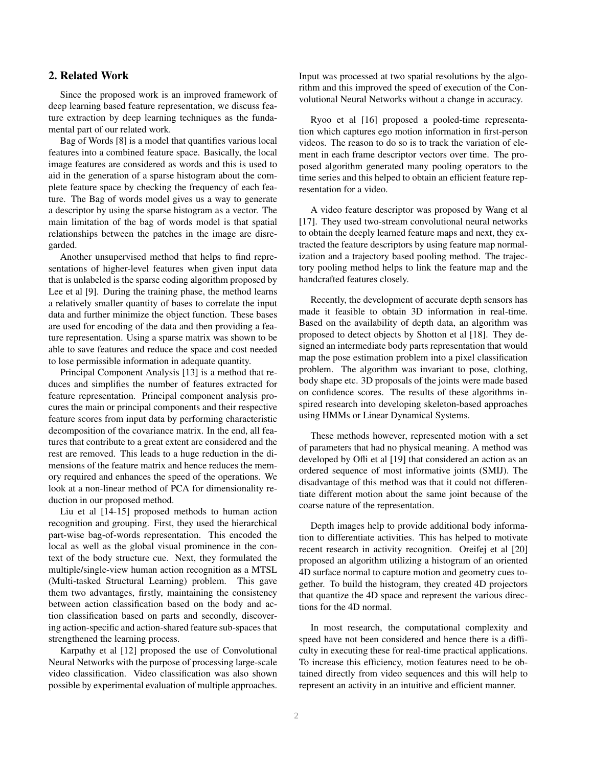## 2. Related Work

Since the proposed work is an improved framework of deep learning based feature representation, we discuss feature extraction by deep learning techniques as the fundamental part of our related work.

Bag of Words [8] is a model that quantifies various local features into a combined feature space. Basically, the local image features are considered as words and this is used to aid in the generation of a sparse histogram about the complete feature space by checking the frequency of each feature. The Bag of words model gives us a way to generate a descriptor by using the sparse histogram as a vector. The main limitation of the bag of words model is that spatial relationships between the patches in the image are disregarded.

Another unsupervised method that helps to find representations of higher-level features when given input data that is unlabeled is the sparse coding algorithm proposed by Lee et al [9]. During the training phase, the method learns a relatively smaller quantity of bases to correlate the input data and further minimize the object function. These bases are used for encoding of the data and then providing a feature representation. Using a sparse matrix was shown to be able to save features and reduce the space and cost needed to lose permissible information in adequate quantity.

Principal Component Analysis [13] is a method that reduces and simplifies the number of features extracted for feature representation. Principal component analysis procures the main or principal components and their respective feature scores from input data by performing characteristic decomposition of the covariance matrix. In the end, all features that contribute to a great extent are considered and the rest are removed. This leads to a huge reduction in the dimensions of the feature matrix and hence reduces the memory required and enhances the speed of the operations. We look at a non-linear method of PCA for dimensionality reduction in our proposed method.

Liu et al [14-15] proposed methods to human action recognition and grouping. First, they used the hierarchical part-wise bag-of-words representation. This encoded the local as well as the global visual prominence in the context of the body structure cue. Next, they formulated the multiple/single-view human action recognition as a MTSL (Multi-tasked Structural Learning) problem. This gave them two advantages, firstly, maintaining the consistency between action classification based on the body and action classification based on parts and secondly, discovering action-specific and action-shared feature sub-spaces that strengthened the learning process.

Karpathy et al [12] proposed the use of Convolutional Neural Networks with the purpose of processing large-scale video classification. Video classification was also shown possible by experimental evaluation of multiple approaches. Input was processed at two spatial resolutions by the algorithm and this improved the speed of execution of the Convolutional Neural Networks without a change in accuracy.

Ryoo et al [16] proposed a pooled-time representation which captures ego motion information in first-person videos. The reason to do so is to track the variation of element in each frame descriptor vectors over time. The proposed algorithm generated many pooling operators to the time series and this helped to obtain an efficient feature representation for a video.

A video feature descriptor was proposed by Wang et al [17]. They used two-stream convolutional neural networks to obtain the deeply learned feature maps and next, they extracted the feature descriptors by using feature map normalization and a trajectory based pooling method. The trajectory pooling method helps to link the feature map and the handcrafted features closely.

Recently, the development of accurate depth sensors has made it feasible to obtain 3D information in real-time. Based on the availability of depth data, an algorithm was proposed to detect objects by Shotton et al [18]. They designed an intermediate body parts representation that would map the pose estimation problem into a pixel classification problem. The algorithm was invariant to pose, clothing, body shape etc. 3D proposals of the joints were made based on confidence scores. The results of these algorithms inspired research into developing skeleton-based approaches using HMMs or Linear Dynamical Systems.

These methods however, represented motion with a set of parameters that had no physical meaning. A method was developed by Ofli et al [19] that considered an action as an ordered sequence of most informative joints (SMIJ). The disadvantage of this method was that it could not differentiate different motion about the same joint because of the coarse nature of the representation.

Depth images help to provide additional body information to differentiate activities. This has helped to motivate recent research in activity recognition. Oreifej et al [20] proposed an algorithm utilizing a histogram of an oriented 4D surface normal to capture motion and geometry cues together. To build the histogram, they created 4D projectors that quantize the 4D space and represent the various directions for the 4D normal.

In most research, the computational complexity and speed have not been considered and hence there is a difficulty in executing these for real-time practical applications. To increase this efficiency, motion features need to be obtained directly from video sequences and this will help to represent an activity in an intuitive and efficient manner.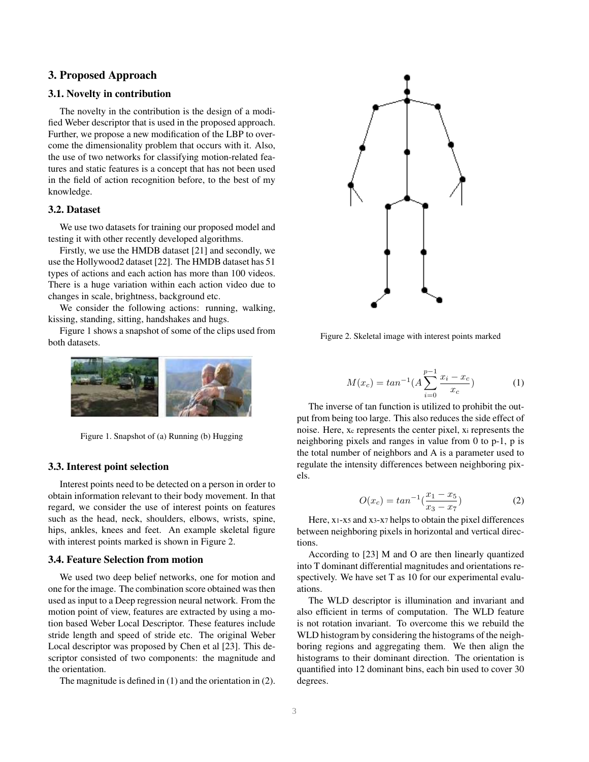## 3. Proposed Approach

### 3.1. Novelty in contribution

The novelty in the contribution is the design of a modified Weber descriptor that is used in the proposed approach. Further, we propose a new modification of the LBP to overcome the dimensionality problem that occurs with it. Also, the use of two networks for classifying motion-related features and static features is a concept that has not been used in the field of action recognition before, to the best of my knowledge.

### 3.2. Dataset

We use two datasets for training our proposed model and testing it with other recently developed algorithms.

Firstly, we use the HMDB dataset [21] and secondly, we use the Hollywood2 dataset [22]. The HMDB dataset has 51 types of actions and each action has more than 100 videos. There is a huge variation within each action video due to changes in scale, brightness, background etc.

We consider the following actions: running, walking, kissing, standing, sitting, handshakes and hugs.

Figure 1 shows a snapshot of some of the clips used from both datasets.

Figure 1. Snapshot of (a) Running (b) Hugging

### 3.3. Interest point selection

Interest points need to be detected on a person in order to obtain information relevant to their body movement. In that regard, we consider the use of interest points on features such as the head, neck, shoulders, elbows, wrists, spine, hips, ankles, knees and feet. An example skeletal figure with interest points marked is shown in Figure 2.

Figure 2. Skeletal image with interest points marked

### 3.4. Feature Selection from motion

We used two deep belief networks, one for motion and one for the image. The combination score obtained was then used as input to a Deep regression neural network. From the motion point of view, features are extracted by using a motion based Weber Local Descriptor. These features include stride length and speed of stride etc. The original Weber Local descriptor was proposed by Chen et al [23]. This descriptor consisted of two components: the magnitude and the orientation.

The magnitude is defined in (1) and the orientation in (2).

$$M(x_c) = tan^{-1}(A\sum_{i=0}^{p-1}\frac{x_i - x_c}{x_c}) \tag{1}$$

The inverse of tan function is utilized to prohibit the output from being too large. This also reduces the side effect of noise. Here, $x_c$ represents the center pixel, $x_i$ represents the neighboring pixels and ranges in value from 0 to p-1, p is the total number of neighbors and A is a parameter used to regulate the intensity differences between neighboring pixels.

$$O(x_c) = tan^{-1}(\frac{x_1 - x_5}{x_3 - x_7}) \tag{2}$$

Here, $x_1$-$x_5$ and $x_3$-$x_7$ helps to obtain the pixel differences between neighboring pixels in horizontal and vertical directions.

According to [23] M and O are then linearly quantized into T dominant differential magnitudes and orientations respectively. We have set T as 10 for our experimental evaluations.

The WLD descriptor is illumination and invariant and also efficient in terms of computation. The WLD feature is not rotation invariant. To overcome this we rebuild the WLD histogram by considering the histograms of the neighboring regions and aggregating them. We then align the histograms to their dominant direction. The orientation is quantified into 12 dominant bins, each bin used to cover 30 degrees.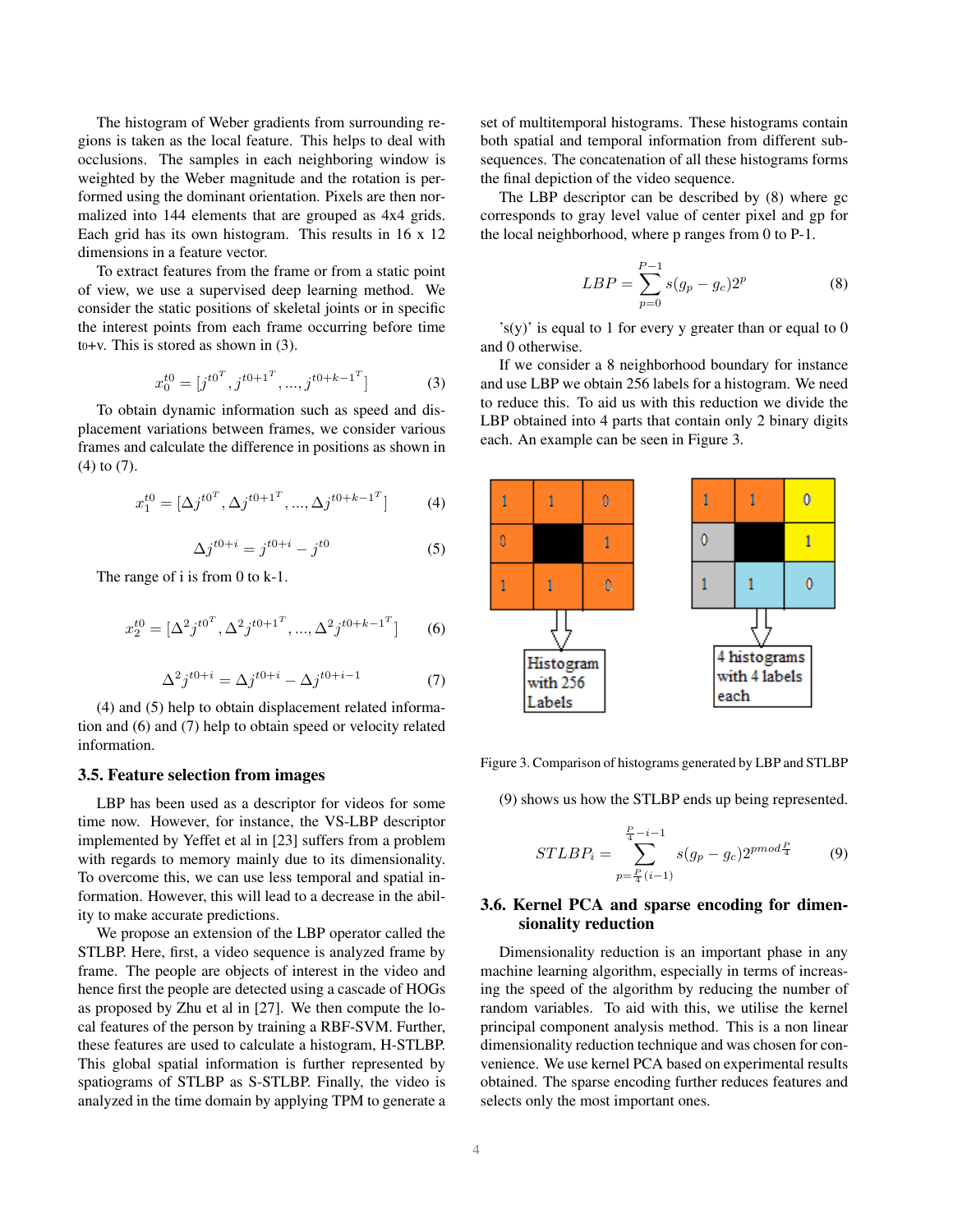The histogram of Weber gradients from surrounding regions is taken as the local feature. This helps to deal with occlusions. The samples in each neighboring window is weighted by the Weber magnitude and the rotation is performed using the dominant orientation. Pixels are then normalized into 144 elements that are grouped as 4x4 grids. Each grid has its own histogram. This results in 16 x 12 dimensions in a feature vector.

To extract features from the frame or from a static point of view, we use a supervised deep learning method. We consider the static positions of skeletal joints or in specific the interest points from each frame occurring before time $t_0$+v. This is stored as shown in (3).

$$x_0^{t0} = [j^{t0^T}, j^{t0+1^T}, ..., j^{t0+k-1^T}] \tag{3}$$

To obtain dynamic information such as speed and displacement variations between frames, we consider various frames and calculate the difference in positions as shown in (4) to (7).

$$x_1^{t0} = [\Delta j^{t0^T}, \Delta j^{t0+1^T}, ..., \Delta j^{t0+k-1^T}] \tag{4}$$

$$\Delta j^{t0+i} = j^{t0+i} - j^{t0} \tag{5}$$

The range of i is from 0 to k-1.

$$x_2^{t0} = [\Delta^2 j^{t0^T}, \Delta^2 j^{t0+1^T}, ..., \Delta^2 j^{t0+k-1^T}] \tag{6}$$

$$\Delta^2 j^{t0+i} = \Delta j^{t0+i} - \Delta j^{t0+i-1} \tag{7}$$

(4) and (5) help to obtain displacement related information and (6) and (7) help to obtain speed or velocity related information.

### 3.5. Feature selection from images

LBP has been used as a descriptor for videos for some time now. However, for instance, the VS-LBP descriptor implemented by Yeffet et al in [23] suffers from a problem with regards to memory mainly due to its dimensionality. To overcome this, we can use less temporal and spatial information. However, this will lead to a decrease in the ability to make accurate predictions.

We propose an extension of the LBP operator called the STLBP. Here, first, a video sequence is analyzed frame by frame. The people are objects of interest in the video and hence first the people are detected using a cascade of HOGs as proposed by Zhu et al in [27]. We then compute the local features of the person by training a RBF-SVM. Further, these features are used to calculate a histogram, H-STLBP. This global spatial information is further represented by spatiograms of STLBP as S-STLBP. Finally, the video is analyzed in the time domain by applying TPM to generate a set of multitemporal histograms. These histograms contain both spatial and temporal information from different subsequences. The concatenation of all these histograms forms the final depiction of the video sequence.

The LBP descriptor can be described by (8) where gc corresponds to gray level value of center pixel and gp for the local neighborhood, where p ranges from 0 to P-1.

$$LBP = \sum_{p=0}^{P-1} s(g_p - g_c) 2^p \tag{8}$$

's(y)' is equal to 1 for every y greater than or equal to 0 and 0 otherwise.

If we consider a 8 neighborhood boundary for instance and use LBP we obtain 256 labels for a histogram. We need to reduce this. To aid us with this reduction we divide the LBP obtained into 4 parts that contain only 2 binary digits each. An example can be seen in Figure 3.

Figure 3. Comparison of histograms generated by LBP and STLBP

(9) shows us how the STLBP ends up being represented.

$$STLBP_i = \sum_{p=\frac{P}{4}(i-1)}^{\frac{P}{4}-i-1} s(g_p - g_c) 2^{p mod \frac{P}{4}} \tag{9}$$

### 3.6. Kernel PCA and sparse encoding for dimensionality reduction

Dimensionality reduction is an important phase in any machine learning algorithm, especially in terms of increasing the speed of the algorithm by reducing the number of random variables. To aid with this, we utilise the kernel principal component analysis method. This is a non linear dimensionality reduction technique and was chosen for convenience. We use kernel PCA based on experimental results obtained. The sparse encoding further reduces features and selects only the most important ones.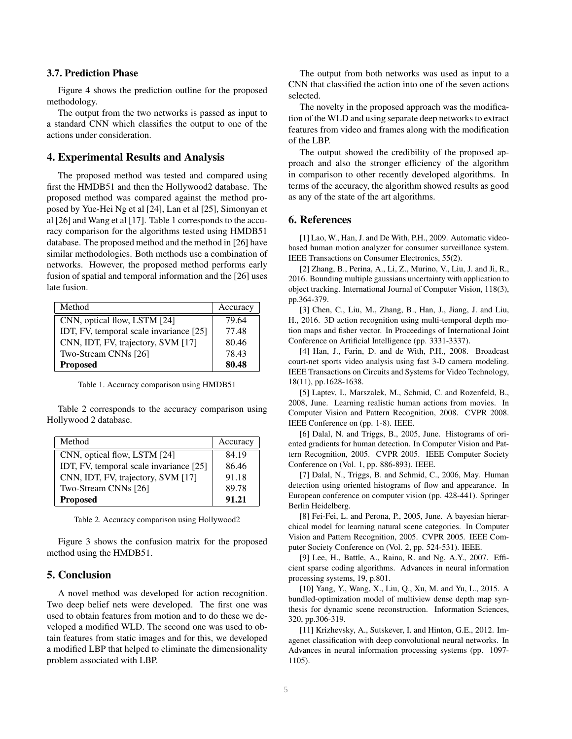### 3.7. Prediction Phase

Figure 4 shows the prediction outline for the proposed methodology.

The output from the two networks is passed as input to a standard CNN which classifies the output to one of the actions under consideration.

## 4. Experimental Results and Analysis

The proposed method was tested and compared using first the HMDB51 and then the Hollywood2 database. The proposed method was compared against the method proposed by Yue-Hei Ng et al [24], Lan et al [25], Simonyan et al [26] and Wang et al [17]. Table 1 corresponds to the accuracy comparison for the algorithms tested using HMDB51 database. The proposed method and the method in [26] have similar methodologies. Both methods use a combination of networks. However, the proposed method performs early fusion of spatial and temporal information and the [26] uses late fusion.

| Method | Accuracy |
|---|---|
| CNN, optical flow, LSTM [24] | 79.64 |
| IDT, FV, temporal scale invariance [25] | 77.48 |
| CNN, IDT, FV, trajectory, SVM [17] | 80.46 |
| Two-Stream CNNs [26] | 78.43 |
| **Proposed** | **80.48** |

Table 1. Accuracy comparison using HMDB51

Table 2 corresponds to the accuracy comparison using Hollywood 2 database.

| Method | Accuracy |
|---|---|
| CNN, optical flow, LSTM [24] | 84.19 |
| IDT, FV, temporal scale invariance [25] | 86.46 |
| CNN, IDT, FV, trajectory, SVM [17] | 91.18 |
| Two-Stream CNNs [26] | 89.78 |
| **Proposed** | **91.21** |

Table 2. Accuracy comparison using Hollywood2

Figure 3 shows the confusion matrix for the proposed method using the HMDB51.

## 5. Conclusion

A novel method was developed for action recognition. Two deep belief nets were developed. The first one was used to obtain features from motion and to do these we developed a modified WLD. The second one was used to obtain features from static images and for this, we developed a modified LBP that helped to eliminate the dimensionality problem associated with LBP.

The output from both networks was used as input to a CNN that classified the action into one of the seven actions selected.

The novelty in the proposed approach was the modification of the WLD and using separate deep networks to extract features from video and frames along with the modification of the LBP.

The output showed the credibility of the proposed approach and also the stronger efficiency of the algorithm in comparison to other recently developed algorithms. In terms of the accuracy, the algorithm showed results as good as any of the state of the art algorithms.

## 6. References

[1] Lao, W., Han, J. and De With, P.H., 2009. Automatic video-based human motion analyzer for consumer surveillance system. IEEE Transactions on Consumer Electronics, 55(2).

[2] Zhang, B., Perina, A., Li, Z., Murino, V., Liu, J. and Ji, R., 2016. Bounding multiple gaussians uncertainty with application to object tracking. International Journal of Computer Vision, 118(3), pp.364-379.

[3] Chen, C., Liu, M., Zhang, B., Han, J., Jiang, J. and Liu, H., 2016. 3D action recognition using multi-temporal depth motion maps and fisher vector. In Proceedings of International Joint Conference on Artificial Intelligence (pp. 3331-3337).

[4] Han, J., Farin, D. and de With, P.H., 2008. Broadcast court-net sports video analysis using fast 3-D camera modeling. IEEE Transactions on Circuits and Systems for Video Technology, 18(11), pp.1628-1638.

[5] Laptev, I., Marszalek, M., Schmid, C. and Rozenfeld, B., 2008, June. Learning realistic human actions from movies. In Computer Vision and Pattern Recognition, 2008. CVPR 2008. IEEE Conference on (pp. 1-8). IEEE.

[6] Dalal, N. and Triggs, B., 2005, June. Histograms of oriented gradients for human detection. In Computer Vision and Pattern Recognition, 2005. CVPR 2005. IEEE Computer Society Conference on (Vol. 1, pp. 886-893). IEEE.

[7] Dalal, N., Triggs, B. and Schmid, C., 2006, May. Human detection using oriented histograms of flow and appearance. In European conference on computer vision (pp. 428-441). Springer Berlin Heidelberg.

[8] Fei-Fei, L. and Perona, P., 2005, June. A bayesian hierarchical model for learning natural scene categories. In Computer Vision and Pattern Recognition, 2005. CVPR 2005. IEEE Computer Society Conference on (Vol. 2, pp. 524-531). IEEE.

[9] Lee, H., Battle, A., Raina, R. and Ng, A.Y., 2007. Efficient sparse coding algorithms. Advances in neural information processing systems, 19, p.801.

[10] Yang, Y., Wang, X., Liu, Q., Xu, M. and Yu, L., 2015. A bundled-optimization model of multiview dense depth map synthesis for dynamic scene reconstruction. Information Sciences, 320, pp.306-319.

[11] Krizhevsky, A., Sutskever, I. and Hinton, G.E., 2012. Imagenet classification with deep convolutional neural networks. In Advances in neural information processing systems (pp. 1097-1105).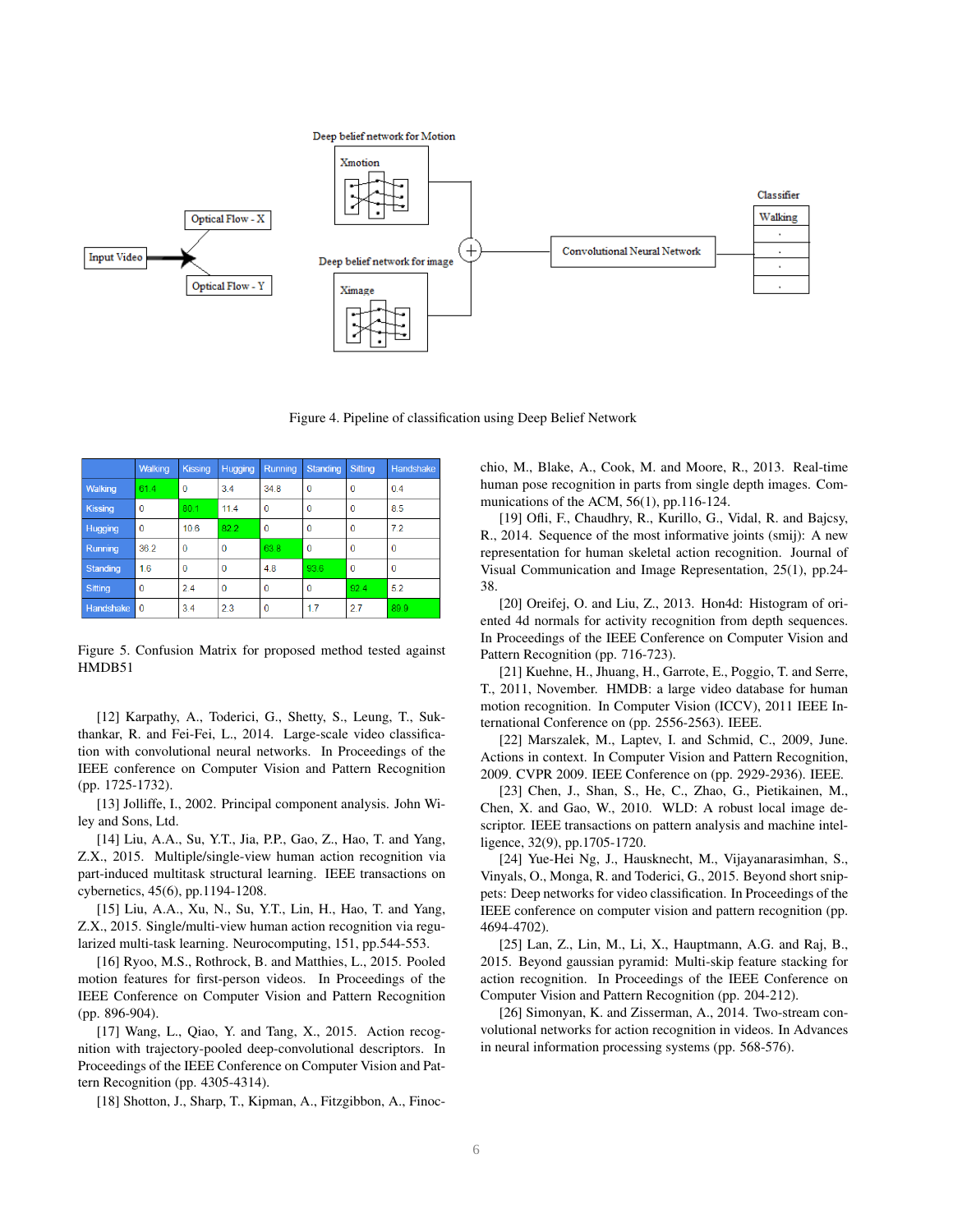Deep belief network for Motion

Xmotion

Optical Flow - X

Input Video

Optical Flow - Y

Deep belief network for image

Ximage

Convolutional Neural Network

Classifier

Walking

.

.

.

.

Figure 4. Pipeline of classification using Deep Belief Network

| | Walking | Kissing | Hugging | Running | Standing | Sitting | Handshake |
|---|---|---|---|---|---|---|---|
| Walking | 61.4 | 0 | 3.4 | 34.8 | 0 | 0 | 0.4 |
| Kissing | 0 | 80.1 | 11.4 | 0 | 0 | 0 | 8.5 |
| Hugging | 0 | 10.6 | 82.2 | 0 | 0 | 0 | 7.2 |
| Running | 36.2 | 0 | 0 | 63.8 | 0 | 0 | 0 |
| Standing | 1.6 | 0 | 0 | 4.8 | 93.6 | 0 | 0 |
| Sitting | 0 | 2.4 | 0 | 0 | 0 | 92.4 | 5.2 |
| Handshake | 0 | 3.4 | 2.3 | 0 | 1.7 | 2.7 | 89.9 |

Figure 5. Confusion Matrix for proposed method tested against HMDB51

[12] Karpathy, A., Toderici, G., Shetty, S., Leung, T., Sukthankar, R. and Fei-Fei, L., 2014. Large-scale video classification with convolutional neural networks. In Proceedings of the IEEE conference on Computer Vision and Pattern Recognition (pp. 1725-1732).

[13] Jolliffe, I., 2002. Principal component analysis. John Wiley and Sons, Ltd.

[14] Liu, A.A., Su, Y.T., Jia, P.P., Gao, Z., Hao, T. and Yang, Z.X., 2015. Multiple/single-view human action recognition via part-induced multitask structural learning. IEEE transactions on cybernetics, 45(6), pp.1194-1208.

[15] Liu, A.A., Xu, N., Su, Y.T., Lin, H., Hao, T. and Yang, Z.X., 2015. Single/multi-view human action recognition via regularized multi-task learning. Neurocomputing, 151, pp.544-553.

[16] Ryoo, M.S., Rothrock, B. and Matthies, L., 2015. Pooled motion features for first-person videos. In Proceedings of the IEEE Conference on Computer Vision and Pattern Recognition (pp. 896-904).

[17] Wang, L., Qiao, Y. and Tang, X., 2015. Action recognition with trajectory-pooled deep-convolutional descriptors. In Proceedings of the IEEE Conference on Computer Vision and Pattern Recognition (pp. 4305-4314).

[18] Shotton, J., Sharp, T., Kipman, A., Fitzgibbon, A., Finocchio, M., Blake, A., Cook, M. and Moore, R., 2013. Real-time human pose recognition in parts from single depth images. Communications of the ACM, 56(1), pp.116-124.

[19] Ofli, F., Chaudhry, R., Kurillo, G., Vidal, R. and Bajcsy, R., 2014. Sequence of the most informative joints (smij): A new representation for human skeletal action recognition. Journal of Visual Communication and Image Representation, 25(1), pp.24-38.

[20] Oreifej, O. and Liu, Z., 2013. Hon4d: Histogram of oriented 4d normals for activity recognition from depth sequences. In Proceedings of the IEEE Conference on Computer Vision and Pattern Recognition (pp. 716-723).

[21] Kuehne, H., Jhuang, H., Garrote, E., Poggio, T. and Serre, T., 2011, November. HMDB: a large video database for human motion recognition. In Computer Vision (ICCV), 2011 IEEE International Conference on (pp. 2556-2563). IEEE.

[22] Marszalek, M., Laptev, I. and Schmid, C., 2009, June. Actions in context. In Computer Vision and Pattern Recognition, 2009. CVPR 2009. IEEE Conference on (pp. 2929-2936). IEEE.

[23] Chen, J., Shan, S., He, C., Zhao, G., Pietikainen, M., Chen, X. and Gao, W., 2010. WLD: A robust local image descriptor. IEEE transactions on pattern analysis and machine intelligence, 32(9), pp.1705-1720.

[24] Yue-Hei Ng, J., Hausknecht, M., Vijayanarasimhan, S., Vinyals, O., Monga, R. and Toderici, G., 2015. Beyond short snippets: Deep networks for video classification. In Proceedings of the IEEE conference on computer vision and pattern recognition (pp. 4694-4702).

[25] Lan, Z., Lin, M., Li, X., Hauptmann, A.G. and Raj, B., 2015. Beyond gaussian pyramid: Multi-skip feature stacking for action recognition. In Proceedings of the IEEE Conference on Computer Vision and Pattern Recognition (pp. 204-212).

[26] Simonyan, K. and Zisserman, A., 2014. Two-stream convolutional networks for action recognition in videos. In Advances in neural information processing systems (pp. 568-576).